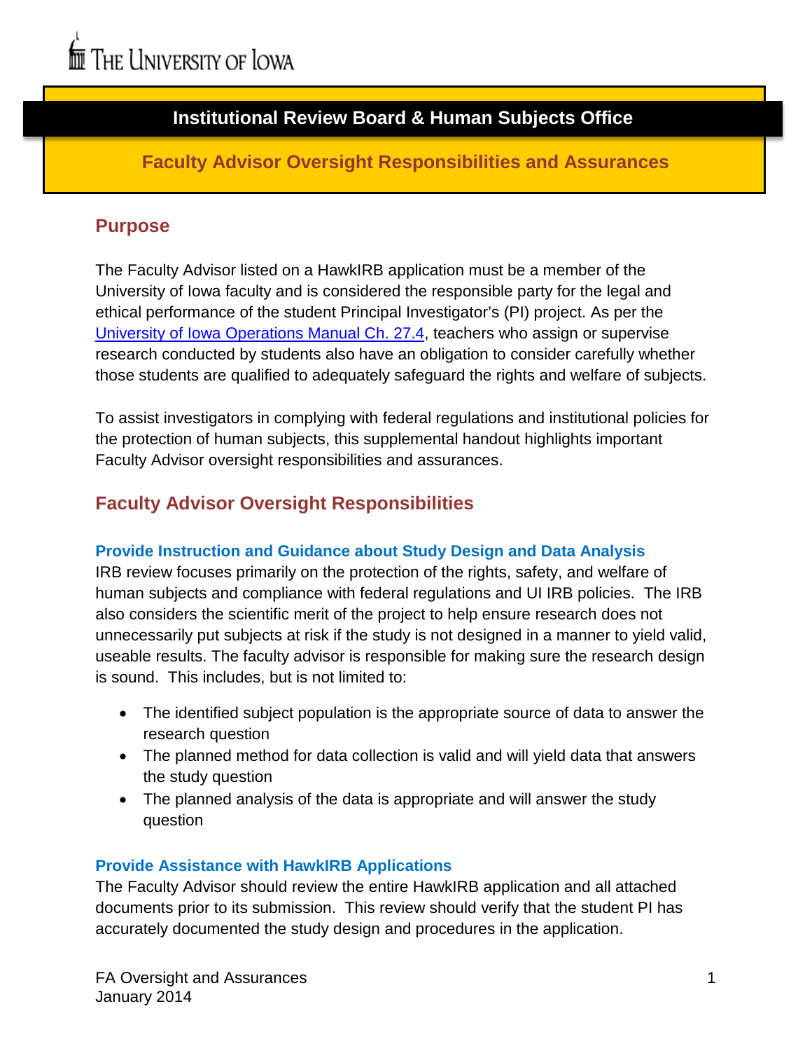The University of Iowa

# Institutional Review Board & Human Subjects Office

## Faculty Advisor Oversight Responsibilities and Assurances

## Purpose

The Faculty Advisor listed on a HawkIRB application must be a member of the University of Iowa faculty and is considered the responsible party for the legal and ethical performance of the student Principal Investigator's (PI) project. As per the [University of Iowa Operations Manual Ch. 27.4](), teachers who assign or supervise research conducted by students also have an obligation to consider carefully whether those students are qualified to adequately safeguard the rights and welfare of subjects.

To assist investigators in complying with federal regulations and institutional policies for the protection of human subjects, this supplemental handout highlights important Faculty Advisor oversight responsibilities and assurances.

## Faculty Advisor Oversight Responsibilities

### Provide Instruction and Guidance about Study Design and Data Analysis

IRB review focuses primarily on the protection of the rights, safety, and welfare of human subjects and compliance with federal regulations and UI IRB policies. The IRB also considers the scientific merit of the project to help ensure research does not unnecessarily put subjects at risk if the study is not designed in a manner to yield valid, useable results. The faculty advisor is responsible for making sure the research design is sound. This includes, but is not limited to:

- The identified subject population is the appropriate source of data to answer the research question
- The planned method for data collection is valid and will yield data that answers the study question
- The planned analysis of the data is appropriate and will answer the study question

### Provide Assistance with HawkIRB Applications

The Faculty Advisor should review the entire HawkIRB application and all attached documents prior to its submission. This review should verify that the student PI has accurately documented the study design and procedures in the application.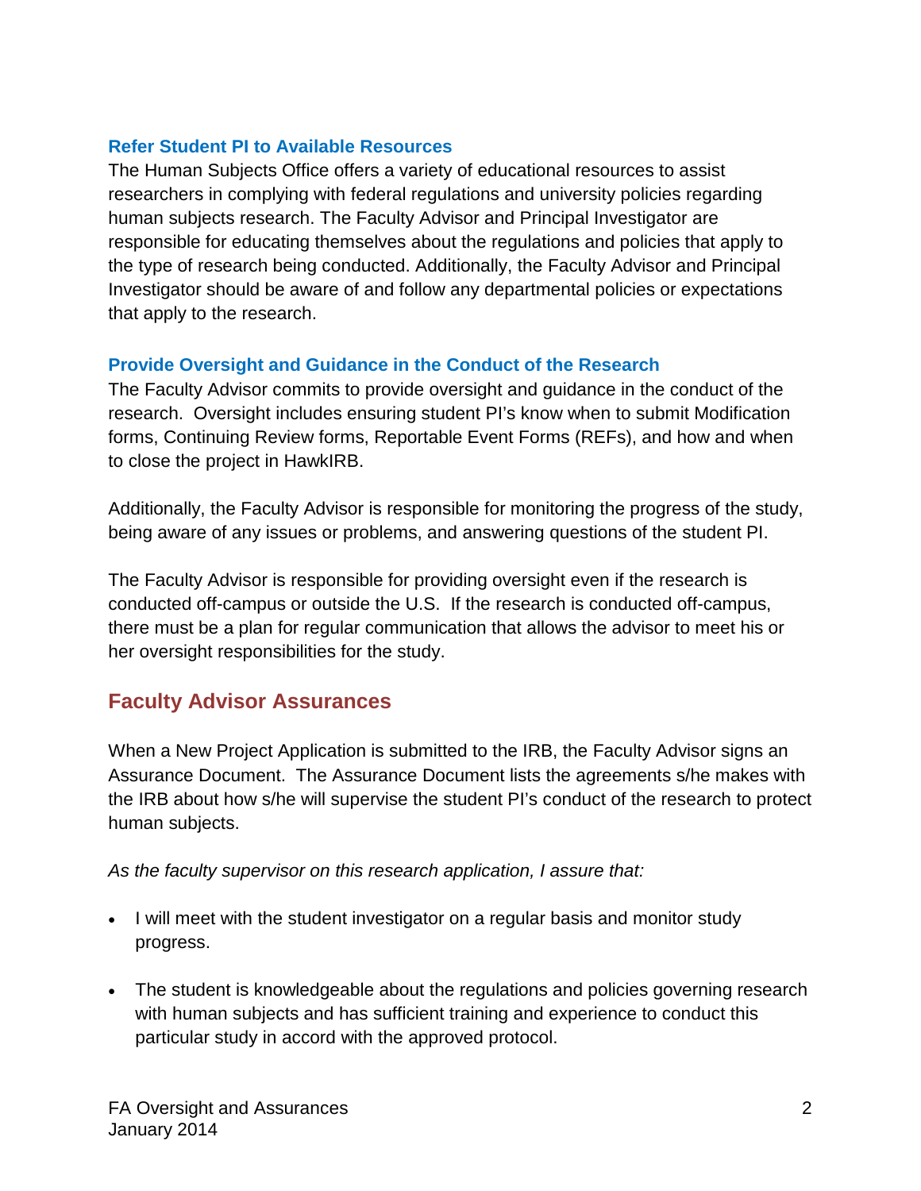### Refer Student PI to Available Resources

The Human Subjects Office offers a variety of educational resources to assist researchers in complying with federal regulations and university policies regarding human subjects research. The Faculty Advisor and Principal Investigator are responsible for educating themselves about the regulations and policies that apply to the type of research being conducted. Additionally, the Faculty Advisor and Principal Investigator should be aware of and follow any departmental policies or expectations that apply to the research.

### Provide Oversight and Guidance in the Conduct of the Research

The Faculty Advisor commits to provide oversight and guidance in the conduct of the research. Oversight includes ensuring student PI's know when to submit Modification forms, Continuing Review forms, Reportable Event Forms (REFs), and how and when to close the project in HawkIRB.

Additionally, the Faculty Advisor is responsible for monitoring the progress of the study, being aware of any issues or problems, and answering questions of the student PI.

The Faculty Advisor is responsible for providing oversight even if the research is conducted off-campus or outside the U.S. If the research is conducted off-campus, there must be a plan for regular communication that allows the advisor to meet his or her oversight responsibilities for the study.

## Faculty Advisor Assurances

When a New Project Application is submitted to the IRB, the Faculty Advisor signs an Assurance Document. The Assurance Document lists the agreements s/he makes with the IRB about how s/he will supervise the student PI's conduct of the research to protect human subjects.

*As the faculty supervisor on this research application, I assure that:*

- I will meet with the student investigator on a regular basis and monitor study progress.
- The student is knowledgeable about the regulations and policies governing research with human subjects and has sufficient training and experience to conduct this particular study in accord with the approved protocol.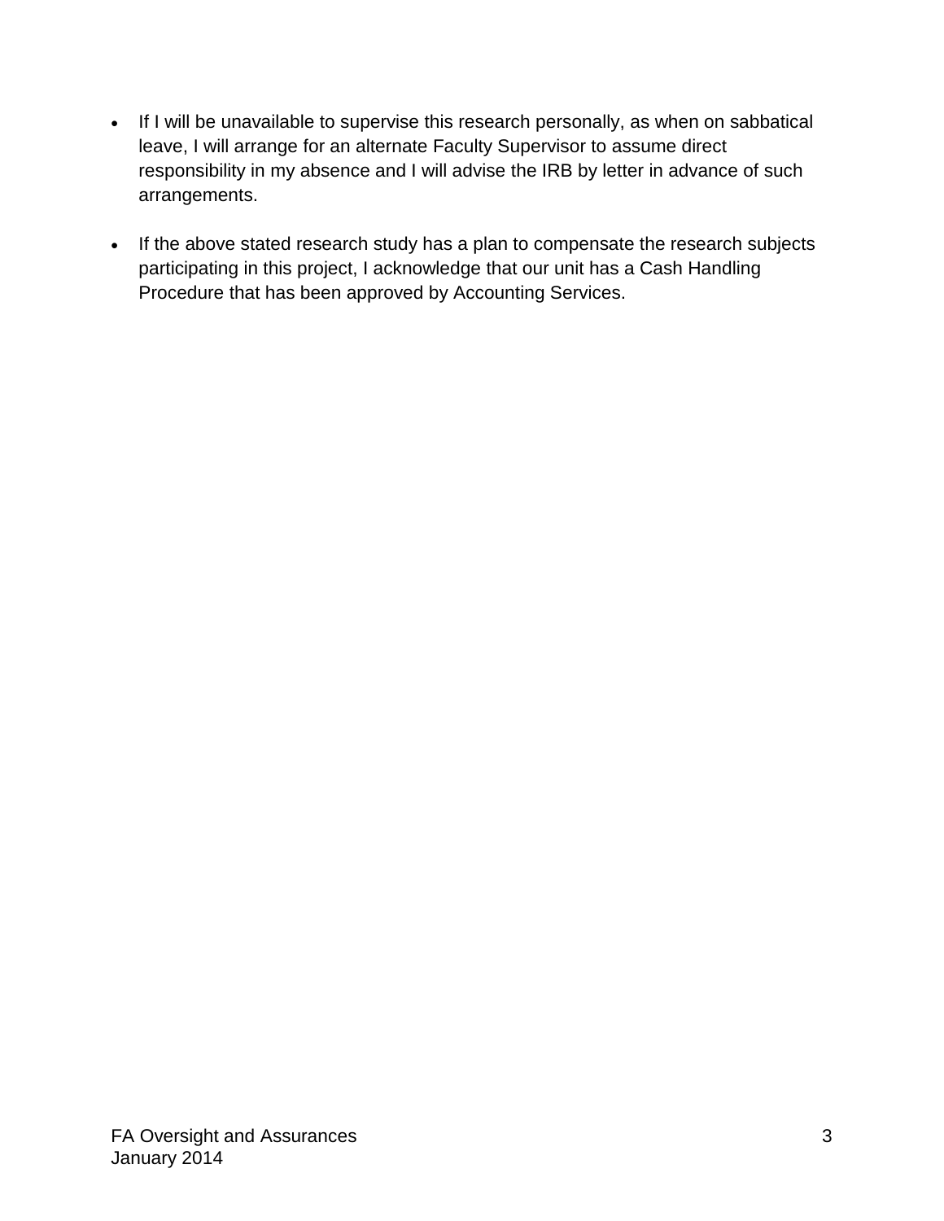- If I will be unavailable to supervise this research personally, as when on sabbatical leave, I will arrange for an alternate Faculty Supervisor to assume direct responsibility in my absence and I will advise the IRB by letter in advance of such arrangements.

- If the above stated research study has a plan to compensate the research subjects participating in this project, I acknowledge that our unit has a Cash Handling Procedure that has been approved by Accounting Services.